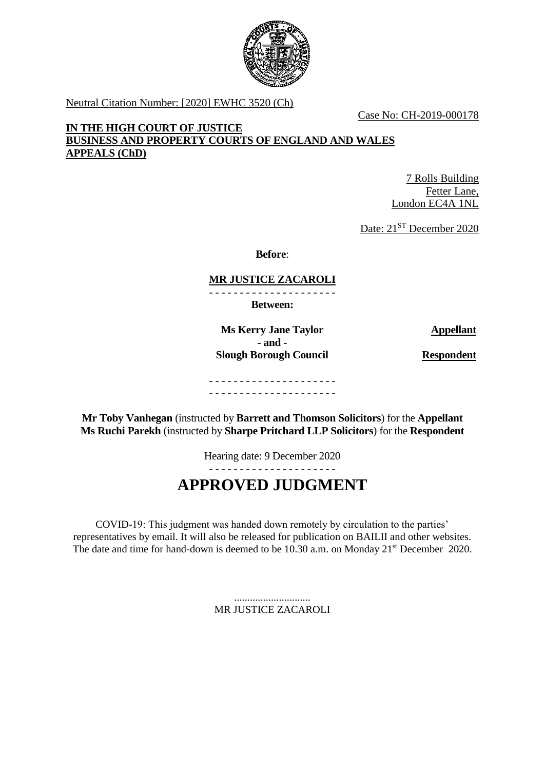Neutral Citation Number: [2020] EWHC 3520 (Ch)

Case No: CH-2019-000178

**IN THE HIGH COURT OF JUSTICE**
**BUSINESS AND PROPERTY COURTS OF ENGLAND AND WALES**
**APPEALS (ChD)**

7 Rolls Building
Fetter Lane,
London EC4A 1NL

Date: 21ST December 2020

**Before**:

**MR JUSTICE ZACAROLI**

- - - - - - - - - - - - - - - - - - - - -

**Between:**

| | |
|---|---|
| **Ms Kerry Jane Taylor** | **Appellant** |
| **- and -** | |
| **Slough Borough Council** | **Respondent** |

- - - - - - - - - - - - - - - - - - - - -
- - - - - - - - - - - - - - - - - - - - -

**Mr Toby Vanhegan** (instructed by **Barrett and Thomson Solicitors**) for the **Appellant**
**Ms Ruchi Parekh** (instructed by **Sharpe Pritchard LLP Solicitors**) for the **Respondent**

Hearing date: 9 December 2020

- - - - - - - - - - - - - - - - - - - - -

# APPROVED JUDGMENT

COVID-19: This judgment was handed down remotely by circulation to the parties' representatives by email. It will also be released for publication on BAILII and other websites. The date and time for hand-down is deemed to be 10.30 a.m. on Monday 21st December 2020.

.............................
MR JUSTICE ZACAROLI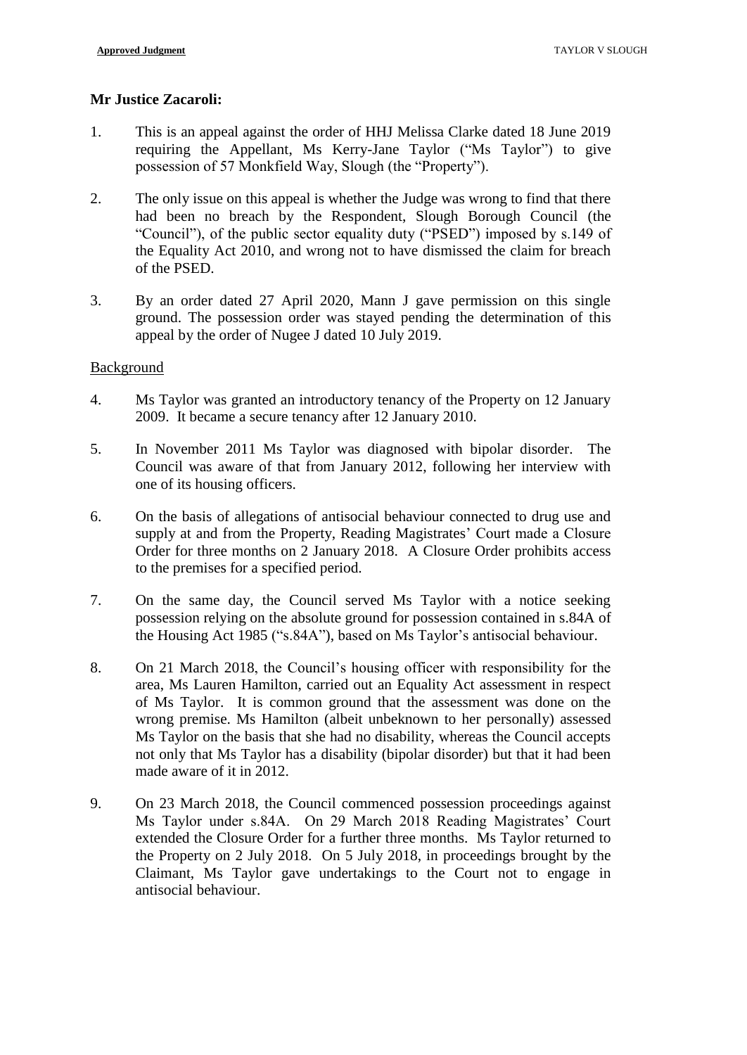**Mr Justice Zacaroli:**

1. This is an appeal against the order of HHJ Melissa Clarke dated 18 June 2019 requiring the Appellant, Ms Kerry-Jane Taylor ("Ms Taylor") to give possession of 57 Monkfield Way, Slough (the "Property").

2. The only issue on this appeal is whether the Judge was wrong to find that there had been no breach by the Respondent, Slough Borough Council (the "Council"), of the public sector equality duty ("PSED") imposed by s.149 of the Equality Act 2010, and wrong not to have dismissed the claim for breach of the PSED.

3. By an order dated 27 April 2020, Mann J gave permission on this single ground. The possession order was stayed pending the determination of this appeal by the order of Nugee J dated 10 July 2019.

Background

4. Ms Taylor was granted an introductory tenancy of the Property on 12 January 2009. It became a secure tenancy after 12 January 2010.

5. In November 2011 Ms Taylor was diagnosed with bipolar disorder. The Council was aware of that from January 2012, following her interview with one of its housing officers.

6. On the basis of allegations of antisocial behaviour connected to drug use and supply at and from the Property, Reading Magistrates' Court made a Closure Order for three months on 2 January 2018. A Closure Order prohibits access to the premises for a specified period.

7. On the same day, the Council served Ms Taylor with a notice seeking possession relying on the absolute ground for possession contained in s.84A of the Housing Act 1985 ("s.84A"), based on Ms Taylor's antisocial behaviour.

8. On 21 March 2018, the Council's housing officer with responsibility for the area, Ms Lauren Hamilton, carried out an Equality Act assessment in respect of Ms Taylor. It is common ground that the assessment was done on the wrong premise. Ms Hamilton (albeit unbeknown to her personally) assessed Ms Taylor on the basis that she had no disability, whereas the Council accepts not only that Ms Taylor has a disability (bipolar disorder) but that it had been made aware of it in 2012.

9. On 23 March 2018, the Council commenced possession proceedings against Ms Taylor under s.84A. On 29 March 2018 Reading Magistrates' Court extended the Closure Order for a further three months. Ms Taylor returned to the Property on 2 July 2018. On 5 July 2018, in proceedings brought by the Claimant, Ms Taylor gave undertakings to the Court not to engage in antisocial behaviour.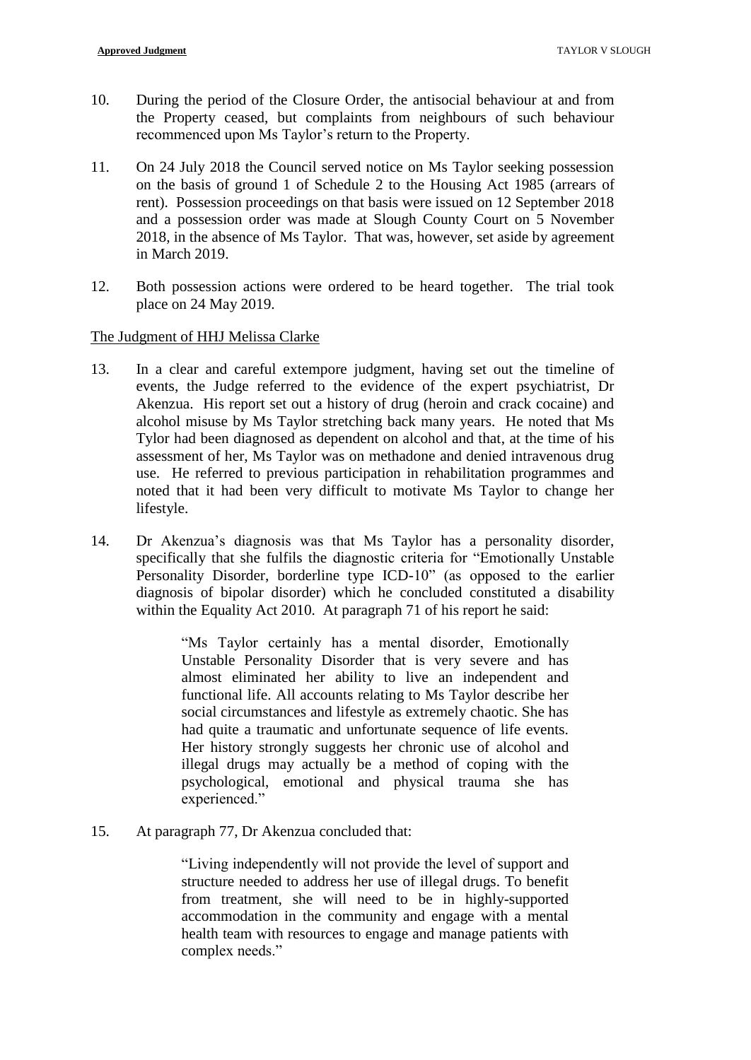10. During the period of the Closure Order, the antisocial behaviour at and from the Property ceased, but complaints from neighbours of such behaviour recommenced upon Ms Taylor's return to the Property.

11. On 24 July 2018 the Council served notice on Ms Taylor seeking possession on the basis of ground 1 of Schedule 2 to the Housing Act 1985 (arrears of rent). Possession proceedings on that basis were issued on 12 September 2018 and a possession order was made at Slough County Court on 5 November 2018, in the absence of Ms Taylor. That was, however, set aside by agreement in March 2019.

12. Both possession actions were ordered to be heard together. The trial took place on 24 May 2019.

The Judgment of HHJ Melissa Clarke

13. In a clear and careful extempore judgment, having set out the timeline of events, the Judge referred to the evidence of the expert psychiatrist, Dr Akenzua. His report set out a history of drug (heroin and crack cocaine) and alcohol misuse by Ms Taylor stretching back many years. He noted that Ms Tylor had been diagnosed as dependent on alcohol and that, at the time of his assessment of her, Ms Taylor was on methadone and denied intravenous drug use. He referred to previous participation in rehabilitation programmes and noted that it had been very difficult to motivate Ms Taylor to change her lifestyle.

14. Dr Akenzua's diagnosis was that Ms Taylor has a personality disorder, specifically that she fulfils the diagnostic criteria for "Emotionally Unstable Personality Disorder, borderline type ICD-10" (as opposed to the earlier diagnosis of bipolar disorder) which he concluded constituted a disability within the Equality Act 2010. At paragraph 71 of his report he said:

> "Ms Taylor certainly has a mental disorder, Emotionally Unstable Personality Disorder that is very severe and has almost eliminated her ability to live an independent and functional life. All accounts relating to Ms Taylor describe her social circumstances and lifestyle as extremely chaotic. She has had quite a traumatic and unfortunate sequence of life events. Her history strongly suggests her chronic use of alcohol and illegal drugs may actually be a method of coping with the psychological, emotional and physical trauma she has experienced."

15. At paragraph 77, Dr Akenzua concluded that:

> "Living independently will not provide the level of support and structure needed to address her use of illegal drugs. To benefit from treatment, she will need to be in highly-supported accommodation in the community and engage with a mental health team with resources to engage and manage patients with complex needs."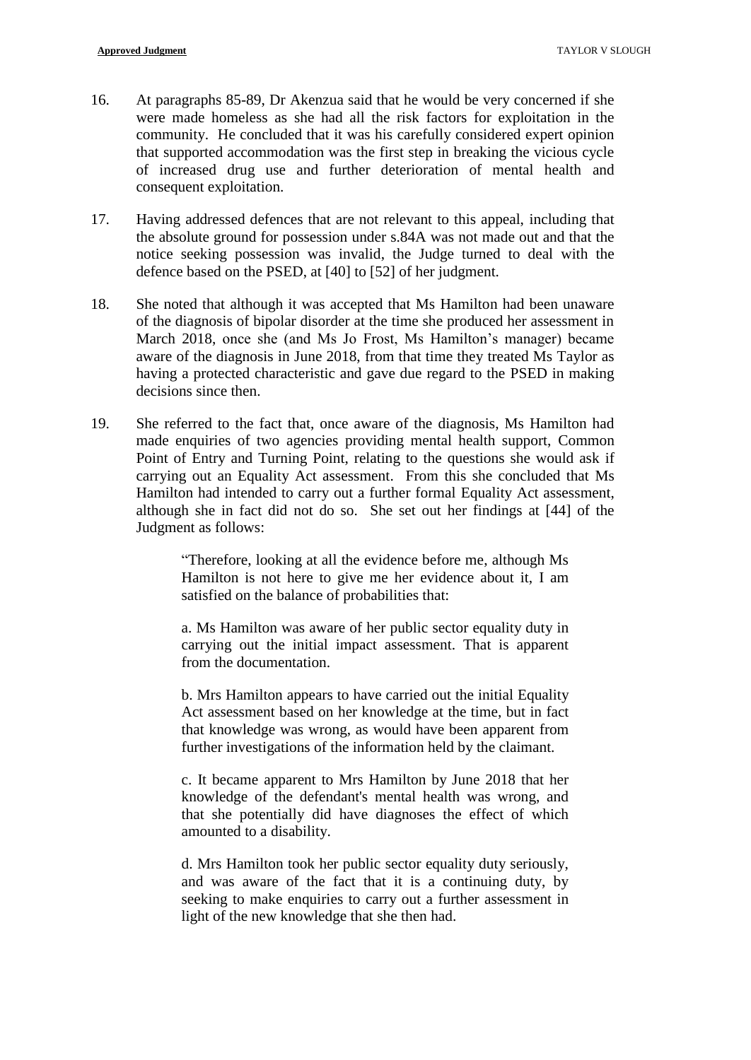16. At paragraphs 85-89, Dr Akenzua said that he would be very concerned if she were made homeless as she had all the risk factors for exploitation in the community. He concluded that it was his carefully considered expert opinion that supported accommodation was the first step in breaking the vicious cycle of increased drug use and further deterioration of mental health and consequent exploitation.

17. Having addressed defences that are not relevant to this appeal, including that the absolute ground for possession under s.84A was not made out and that the notice seeking possession was invalid, the Judge turned to deal with the defence based on the PSED, at [40] to [52] of her judgment.

18. She noted that although it was accepted that Ms Hamilton had been unaware of the diagnosis of bipolar disorder at the time she produced her assessment in March 2018, once she (and Ms Jo Frost, Ms Hamilton's manager) became aware of the diagnosis in June 2018, from that time they treated Ms Taylor as having a protected characteristic and gave due regard to the PSED in making decisions since then.

19. She referred to the fact that, once aware of the diagnosis, Ms Hamilton had made enquiries of two agencies providing mental health support, Common Point of Entry and Turning Point, relating to the questions she would ask if carrying out an Equality Act assessment. From this she concluded that Ms Hamilton had intended to carry out a further formal Equality Act assessment, although she in fact did not do so. She set out her findings at [44] of the Judgment as follows:

> "Therefore, looking at all the evidence before me, although Ms Hamilton is not here to give me her evidence about it, I am satisfied on the balance of probabilities that:
>
> a. Ms Hamilton was aware of her public sector equality duty in carrying out the initial impact assessment. That is apparent from the documentation.
>
> b. Mrs Hamilton appears to have carried out the initial Equality Act assessment based on her knowledge at the time, but in fact that knowledge was wrong, as would have been apparent from further investigations of the information held by the claimant.
>
> c. It became apparent to Mrs Hamilton by June 2018 that her knowledge of the defendant's mental health was wrong, and that she potentially did have diagnoses the effect of which amounted to a disability.
>
> d. Mrs Hamilton took her public sector equality duty seriously, and was aware of the fact that it is a continuing duty, by seeking to make enquiries to carry out a further assessment in light of the new knowledge that she then had.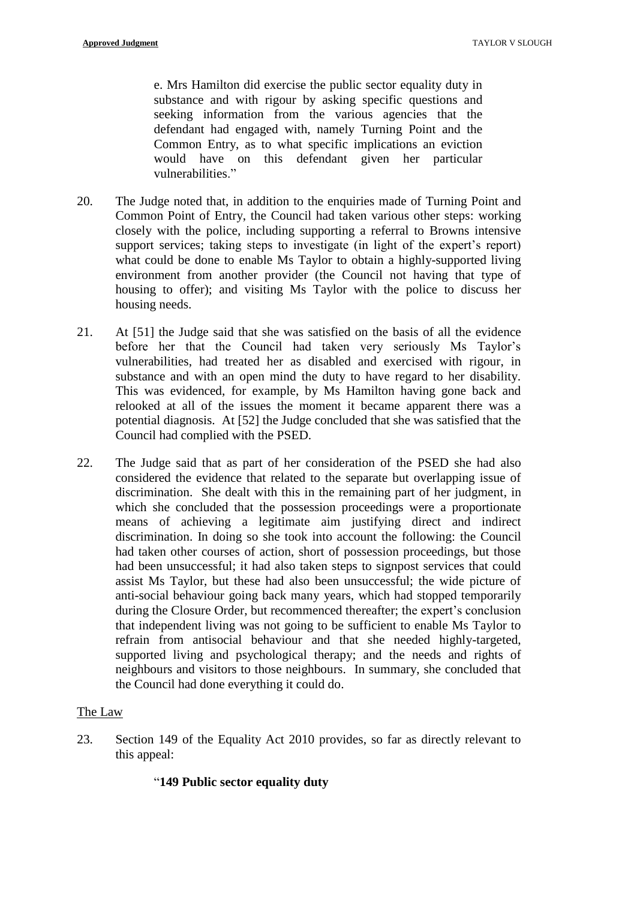> e. Mrs Hamilton did exercise the public sector equality duty in substance and with rigour by asking specific questions and seeking information from the various agencies that the defendant had engaged with, namely Turning Point and the Common Entry, as to what specific implications an eviction would have on this defendant given her particular vulnerabilities."

20. The Judge noted that, in addition to the enquiries made of Turning Point and Common Point of Entry, the Council had taken various other steps: working closely with the police, including supporting a referral to Browns intensive support services; taking steps to investigate (in light of the expert's report) what could be done to enable Ms Taylor to obtain a highly-supported living environment from another provider (the Council not having that type of housing to offer); and visiting Ms Taylor with the police to discuss her housing needs.

21. At [51] the Judge said that she was satisfied on the basis of all the evidence before her that the Council had taken very seriously Ms Taylor's vulnerabilities, had treated her as disabled and exercised with rigour, in substance and with an open mind the duty to have regard to her disability. This was evidenced, for example, by Ms Hamilton having gone back and relooked at all of the issues the moment it became apparent there was a potential diagnosis. At [52] the Judge concluded that she was satisfied that the Council had complied with the PSED.

22. The Judge said that as part of her consideration of the PSED she had also considered the evidence that related to the separate but overlapping issue of discrimination. She dealt with this in the remaining part of her judgment, in which she concluded that the possession proceedings were a proportionate means of achieving a legitimate aim justifying direct and indirect discrimination. In doing so she took into account the following: the Council had taken other courses of action, short of possession proceedings, but those had been unsuccessful; it had also taken steps to signpost services that could assist Ms Taylor, but these had also been unsuccessful; the wide picture of anti-social behaviour going back many years, which had stopped temporarily during the Closure Order, but recommenced thereafter; the expert's conclusion that independent living was not going to be sufficient to enable Ms Taylor to refrain from antisocial behaviour and that she needed highly-targeted, supported living and psychological therapy; and the needs and rights of neighbours and visitors to those neighbours. In summary, she concluded that the Council had done everything it could do.

## The Law

23. Section 149 of the Equality Act 2010 provides, so far as directly relevant to this appeal:

> "**149 Public sector equality duty**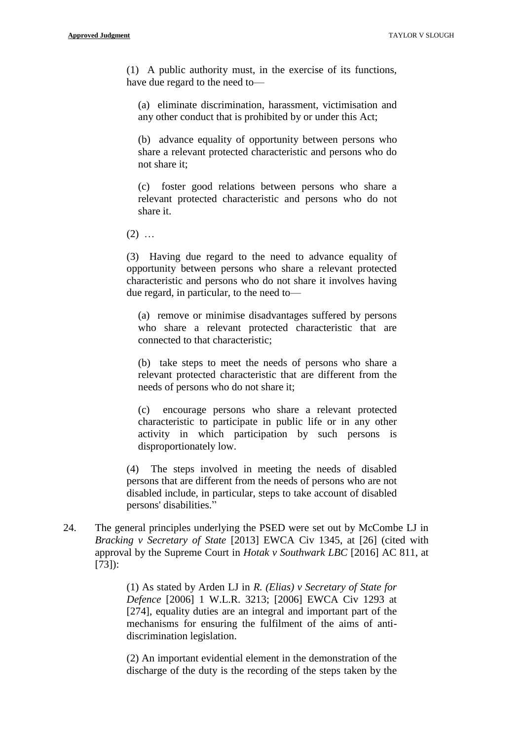> (1) A public authority must, in the exercise of its functions, have due regard to the need to—
>
> > (a) eliminate discrimination, harassment, victimisation and any other conduct that is prohibited by or under this Act;
> >
> > (b) advance equality of opportunity between persons who share a relevant protected characteristic and persons who do not share it;
> >
> > (c) foster good relations between persons who share a relevant protected characteristic and persons who do not share it.
>
> (2) …
>
> (3) Having due regard to the need to advance equality of opportunity between persons who share a relevant protected characteristic and persons who do not share it involves having due regard, in particular, to the need to—
>
> > (a) remove or minimise disadvantages suffered by persons who share a relevant protected characteristic that are connected to that characteristic;
> >
> > (b) take steps to meet the needs of persons who share a relevant protected characteristic that are different from the needs of persons who do not share it;
> >
> > (c) encourage persons who share a relevant protected characteristic to participate in public life or in any other activity in which participation by such persons is disproportionately low.
>
> (4) The steps involved in meeting the needs of disabled persons that are different from the needs of persons who are not disabled include, in particular, steps to take account of disabled persons' disabilities."

24. The general principles underlying the PSED were set out by McCombe LJ in *Bracking v Secretary of State* [2013] EWCA Civ 1345, at [26] (cited with approval by the Supreme Court in *Hotak v Southwark LBC* [2016] AC 811, at [73]):

> (1) As stated by Arden LJ in *R. (Elias) v Secretary of State for Defence* [2006] 1 W.L.R. 3213; [2006] EWCA Civ 1293 at [274], equality duties are an integral and important part of the mechanisms for ensuring the fulfilment of the aims of anti-discrimination legislation.
>
> (2) An important evidential element in the demonstration of the discharge of the duty is the recording of the steps taken by the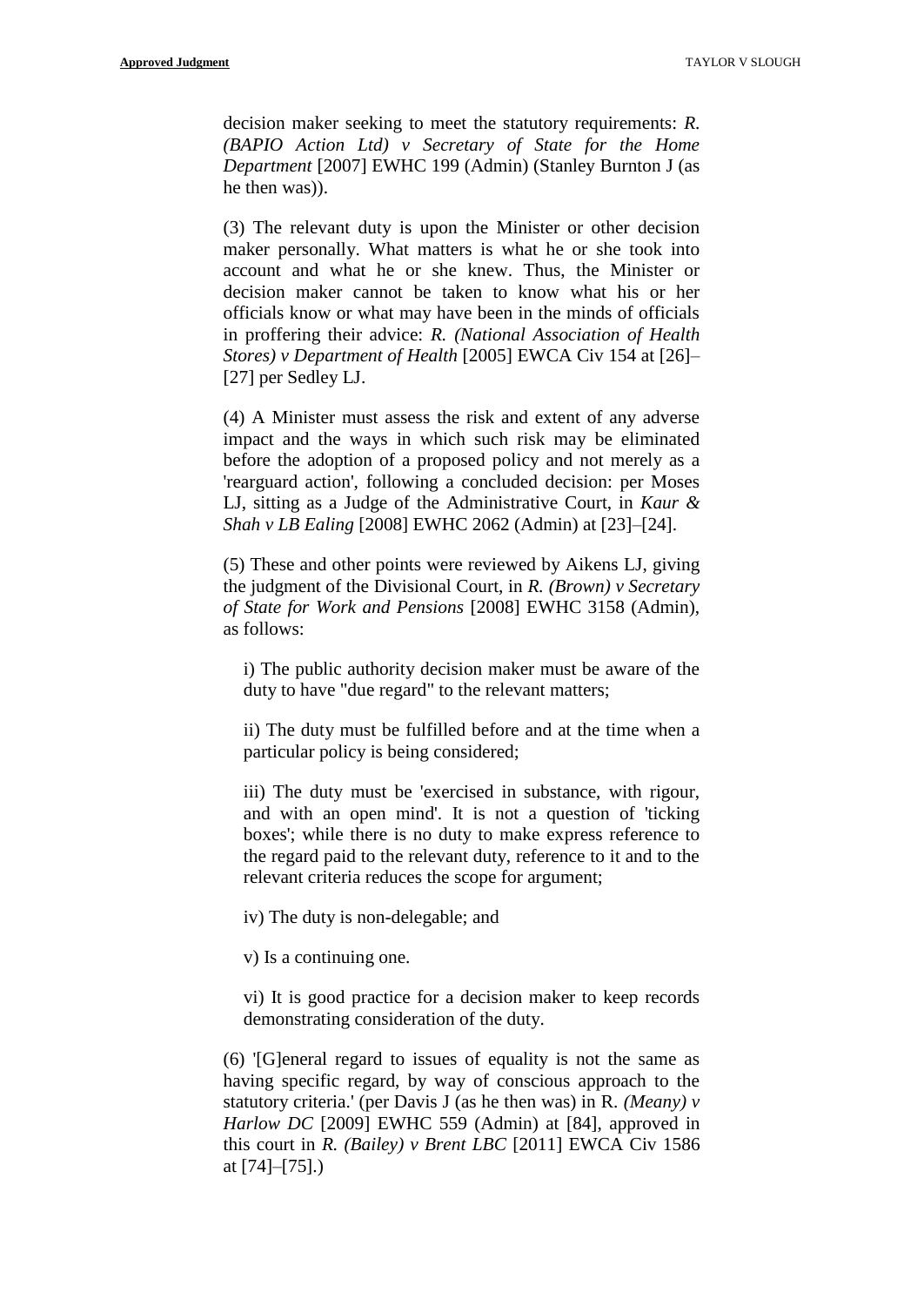decision maker seeking to meet the statutory requirements: *R. (BAPIO Action Ltd) v Secretary of State for the Home Department* [2007] EWHC 199 (Admin) (Stanley Burnton J (as he then was)).

(3) The relevant duty is upon the Minister or other decision maker personally. What matters is what he or she took into account and what he or she knew. Thus, the Minister or decision maker cannot be taken to know what his or her officials know or what may have been in the minds of officials in proffering their advice: *R. (National Association of Health Stores) v Department of Health* [2005] EWCA Civ 154 at [26]–[27] per Sedley LJ.

(4) A Minister must assess the risk and extent of any adverse impact and the ways in which such risk may be eliminated before the adoption of a proposed policy and not merely as a 'rearguard action', following a concluded decision: per Moses LJ, sitting as a Judge of the Administrative Court, in *Kaur & Shah v LB Ealing* [2008] EWHC 2062 (Admin) at [23]–[24].

(5) These and other points were reviewed by Aikens LJ, giving the judgment of the Divisional Court, in *R. (Brown) v Secretary of State for Work and Pensions* [2008] EWHC 3158 (Admin), as follows:

> i) The public authority decision maker must be aware of the duty to have "due regard" to the relevant matters;
>
> ii) The duty must be fulfilled before and at the time when a particular policy is being considered;
>
> iii) The duty must be 'exercised in substance, with rigour, and with an open mind'. It is not a question of 'ticking boxes'; while there is no duty to make express reference to the regard paid to the relevant duty, reference to it and to the relevant criteria reduces the scope for argument;
>
> iv) The duty is non-delegable; and
>
> v) Is a continuing one.
>
> vi) It is good practice for a decision maker to keep records demonstrating consideration of the duty.

(6) '[G]eneral regard to issues of equality is not the same as having specific regard, by way of conscious approach to the statutory criteria.' (per Davis J (as he then was) in R. *(Meany) v Harlow DC* [2009] EWHC 559 (Admin) at [84], approved in this court in *R. (Bailey) v Brent LBC* [2011] EWCA Civ 1586 at [74]–[75].)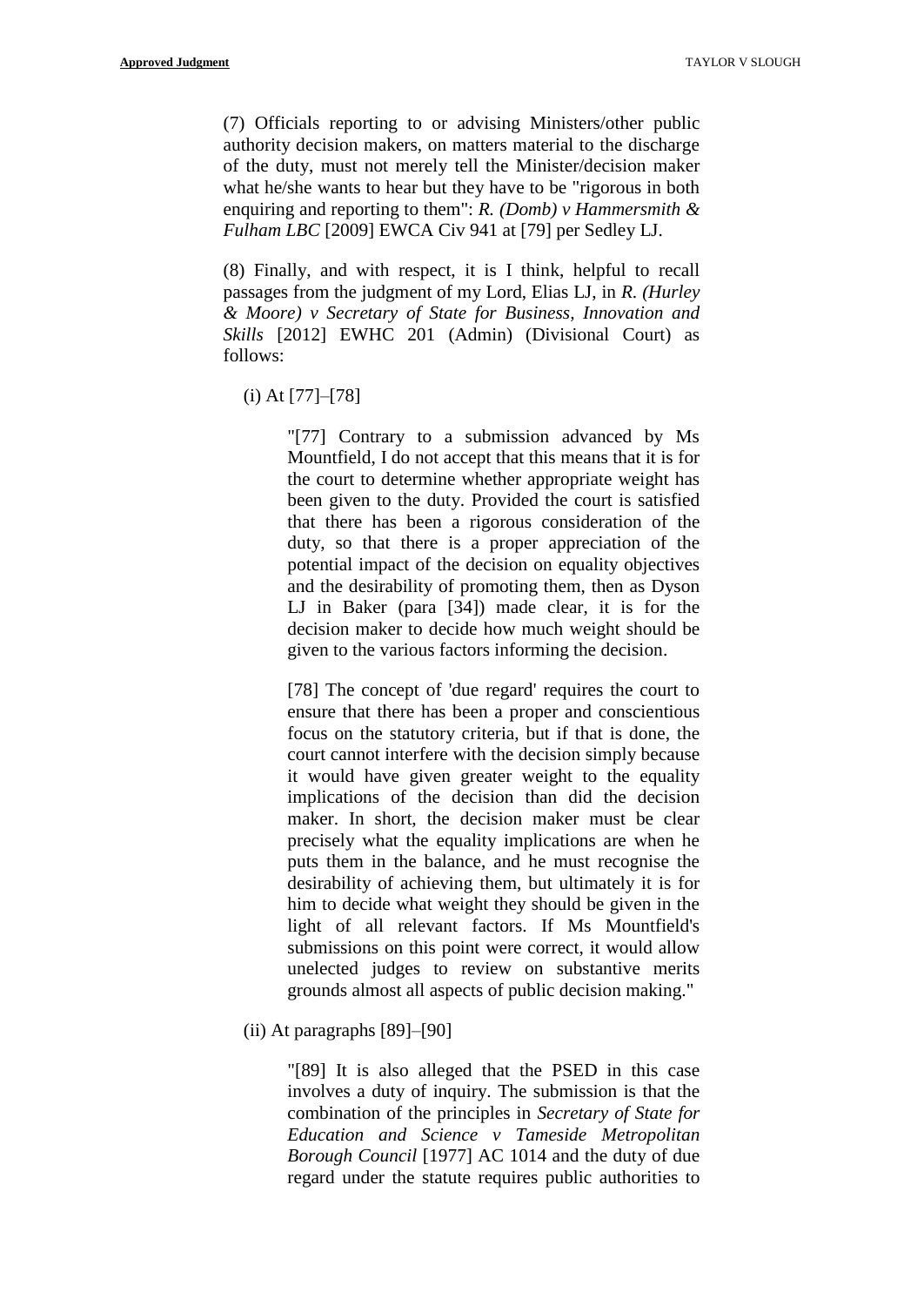(7) Officials reporting to or advising Ministers/other public authority decision makers, on matters material to the discharge of the duty, must not merely tell the Minister/decision maker what he/she wants to hear but they have to be "rigorous in both enquiring and reporting to them": *R. (Domb) v Hammersmith & Fulham LBC* [2009] EWCA Civ 941 at [79] per Sedley LJ.

(8) Finally, and with respect, it is I think, helpful to recall passages from the judgment of my Lord, Elias LJ, in *R. (Hurley & Moore) v Secretary of State for Business, Innovation and Skills* [2012] EWHC 201 (Admin) (Divisional Court) as follows:

(i) At [77]–[78]

> "[77] Contrary to a submission advanced by Ms Mountfield, I do not accept that this means that it is for the court to determine whether appropriate weight has been given to the duty. Provided the court is satisfied that there has been a rigorous consideration of the duty, so that there is a proper appreciation of the potential impact of the decision on equality objectives and the desirability of promoting them, then as Dyson LJ in Baker (para [34]) made clear, it is for the decision maker to decide how much weight should be given to the various factors informing the decision.
>
> [78] The concept of 'due regard' requires the court to ensure that there has been a proper and conscientious focus on the statutory criteria, but if that is done, the court cannot interfere with the decision simply because it would have given greater weight to the equality implications of the decision than did the decision maker. In short, the decision maker must be clear precisely what the equality implications are when he puts them in the balance, and he must recognise the desirability of achieving them, but ultimately it is for him to decide what weight they should be given in the light of all relevant factors. If Ms Mountfield's submissions on this point were correct, it would allow unelected judges to review on substantive merits grounds almost all aspects of public decision making."

(ii) At paragraphs [89]–[90]

> "[89] It is also alleged that the PSED in this case involves a duty of inquiry. The submission is that the combination of the principles in *Secretary of State for Education and Science v Tameside Metropolitan Borough Council* [1977] AC 1014 and the duty of due regard under the statute requires public authorities to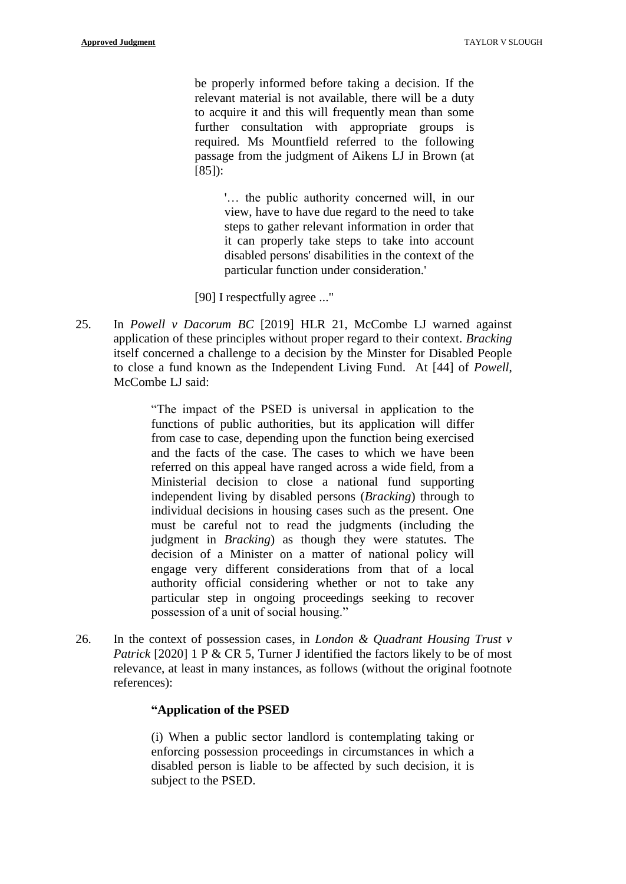> be properly informed before taking a decision. If the relevant material is not available, there will be a duty to acquire it and this will frequently mean than some further consultation with appropriate groups is required. Ms Mountfield referred to the following passage from the judgment of Aikens LJ in Brown (at [85]):
>
> > '… the public authority concerned will, in our view, have to have due regard to the need to take steps to gather relevant information in order that it can properly take steps to take into account disabled persons' disabilities in the context of the particular function under consideration.'
>
> [90] I respectfully agree ..."

25. In *Powell v Dacorum BC* [2019] HLR 21, McCombe LJ warned against application of these principles without proper regard to their context. *Bracking* itself concerned a challenge to a decision by the Minster for Disabled People to close a fund known as the Independent Living Fund. At [44] of *Powell*, McCombe LJ said:

> "The impact of the PSED is universal in application to the functions of public authorities, but its application will differ from case to case, depending upon the function being exercised and the facts of the case. The cases to which we have been referred on this appeal have ranged across a wide field, from a Ministerial decision to close a national fund supporting independent living by disabled persons (*Bracking*) through to individual decisions in housing cases such as the present. One must be careful not to read the judgments (including the judgment in *Bracking*) as though they were statutes. The decision of a Minister on a matter of national policy will engage very different considerations from that of a local authority official considering whether or not to take any particular step in ongoing proceedings seeking to recover possession of a unit of social housing."

26. In the context of possession cases, in *London & Quadrant Housing Trust v Patrick* [2020] 1 P & CR 5, Turner J identified the factors likely to be of most relevance, at least in many instances, as follows (without the original footnote references):

> **"Application of the PSED**
>
> (i) When a public sector landlord is contemplating taking or enforcing possession proceedings in circumstances in which a disabled person is liable to be affected by such decision, it is subject to the PSED.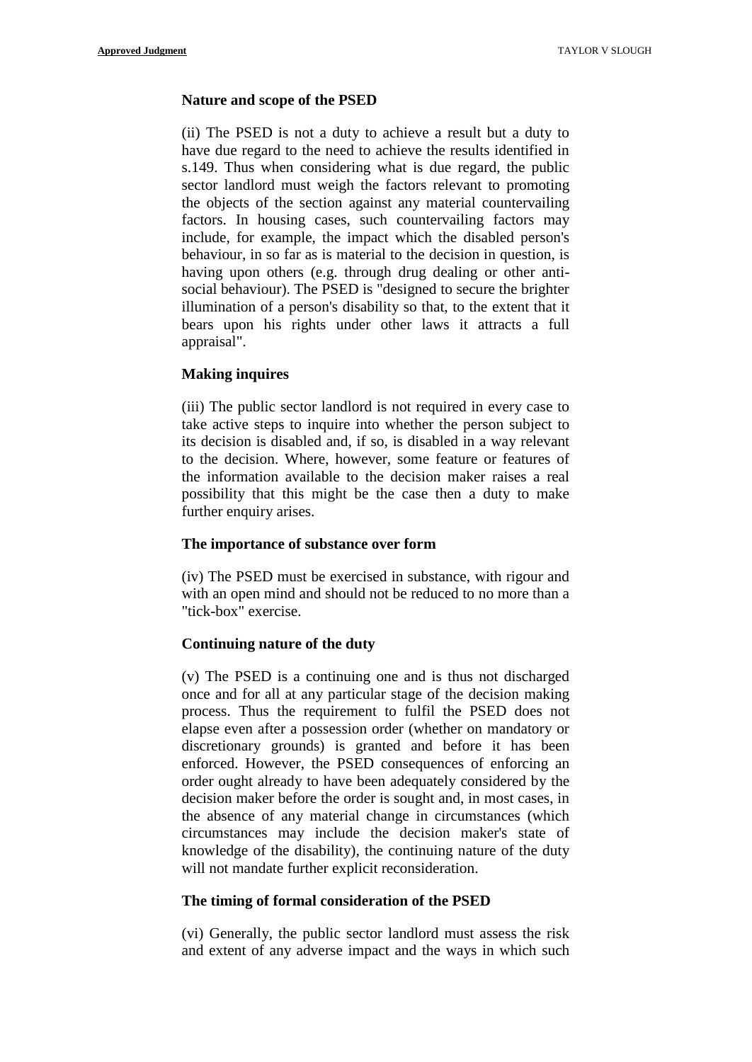**Nature and scope of the PSED**

(ii) The PSED is not a duty to achieve a result but a duty to have due regard to the need to achieve the results identified in s.149. Thus when considering what is due regard, the public sector landlord must weigh the factors relevant to promoting the objects of the section against any material countervailing factors. In housing cases, such countervailing factors may include, for example, the impact which the disabled person's behaviour, in so far as is material to the decision in question, is having upon others (e.g. through drug dealing or other anti-social behaviour). The PSED is "designed to secure the brighter illumination of a person's disability so that, to the extent that it bears upon his rights under other laws it attracts a full appraisal".

**Making inquires**

(iii) The public sector landlord is not required in every case to take active steps to inquire into whether the person subject to its decision is disabled and, if so, is disabled in a way relevant to the decision. Where, however, some feature or features of the information available to the decision maker raises a real possibility that this might be the case then a duty to make further enquiry arises.

**The importance of substance over form**

(iv) The PSED must be exercised in substance, with rigour and with an open mind and should not be reduced to no more than a "tick-box" exercise.

**Continuing nature of the duty**

(v) The PSED is a continuing one and is thus not discharged once and for all at any particular stage of the decision making process. Thus the requirement to fulfil the PSED does not elapse even after a possession order (whether on mandatory or discretionary grounds) is granted and before it has been enforced. However, the PSED consequences of enforcing an order ought already to have been adequately considered by the decision maker before the order is sought and, in most cases, in the absence of any material change in circumstances (which circumstances may include the decision maker's state of knowledge of the disability), the continuing nature of the duty will not mandate further explicit reconsideration.

**The timing of formal consideration of the PSED**

(vi) Generally, the public sector landlord must assess the risk and extent of any adverse impact and the ways in which such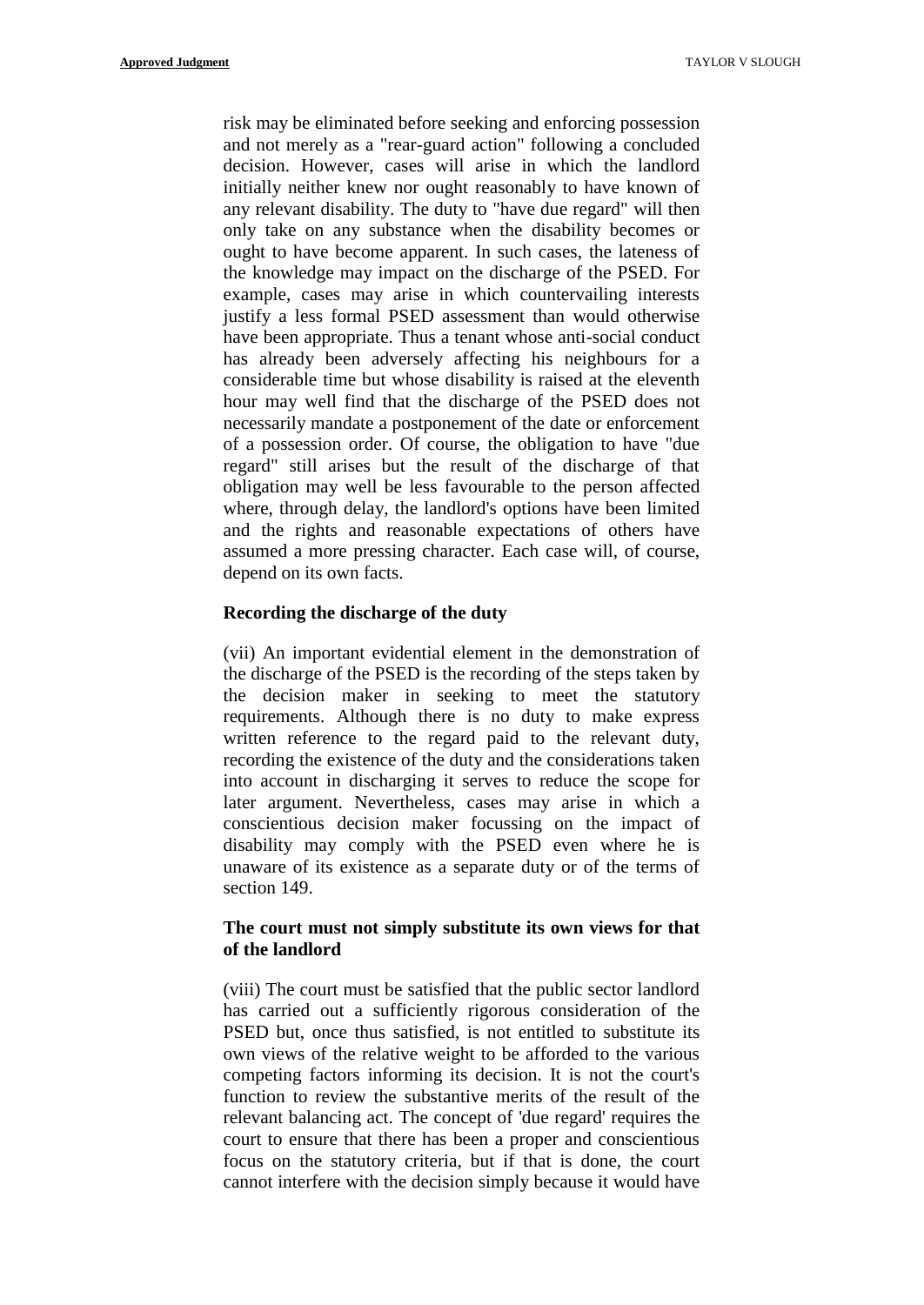risk may be eliminated before seeking and enforcing possession and not merely as a "rear-guard action" following a concluded decision. However, cases will arise in which the landlord initially neither knew nor ought reasonably to have known of any relevant disability. The duty to "have due regard" will then only take on any substance when the disability becomes or ought to have become apparent. In such cases, the lateness of the knowledge may impact on the discharge of the PSED. For example, cases may arise in which countervailing interests justify a less formal PSED assessment than would otherwise have been appropriate. Thus a tenant whose anti-social conduct has already been adversely affecting his neighbours for a considerable time but whose disability is raised at the eleventh hour may well find that the discharge of the PSED does not necessarily mandate a postponement of the date or enforcement of a possession order. Of course, the obligation to have "due regard" still arises but the result of the discharge of that obligation may well be less favourable to the person affected where, through delay, the landlord's options have been limited and the rights and reasonable expectations of others have assumed a more pressing character. Each case will, of course, depend on its own facts.

**Recording the discharge of the duty**

(vii) An important evidential element in the demonstration of the discharge of the PSED is the recording of the steps taken by the decision maker in seeking to meet the statutory requirements. Although there is no duty to make express written reference to the regard paid to the relevant duty, recording the existence of the duty and the considerations taken into account in discharging it serves to reduce the scope for later argument. Nevertheless, cases may arise in which a conscientious decision maker focussing on the impact of disability may comply with the PSED even where he is unaware of its existence as a separate duty or of the terms of section 149.

**The court must not simply substitute its own views for that of the landlord**

(viii) The court must be satisfied that the public sector landlord has carried out a sufficiently rigorous consideration of the PSED but, once thus satisfied, is not entitled to substitute its own views of the relative weight to be afforded to the various competing factors informing its decision. It is not the court's function to review the substantive merits of the result of the relevant balancing act. The concept of 'due regard' requires the court to ensure that there has been a proper and conscientious focus on the statutory criteria, but if that is done, the court cannot interfere with the decision simply because it would have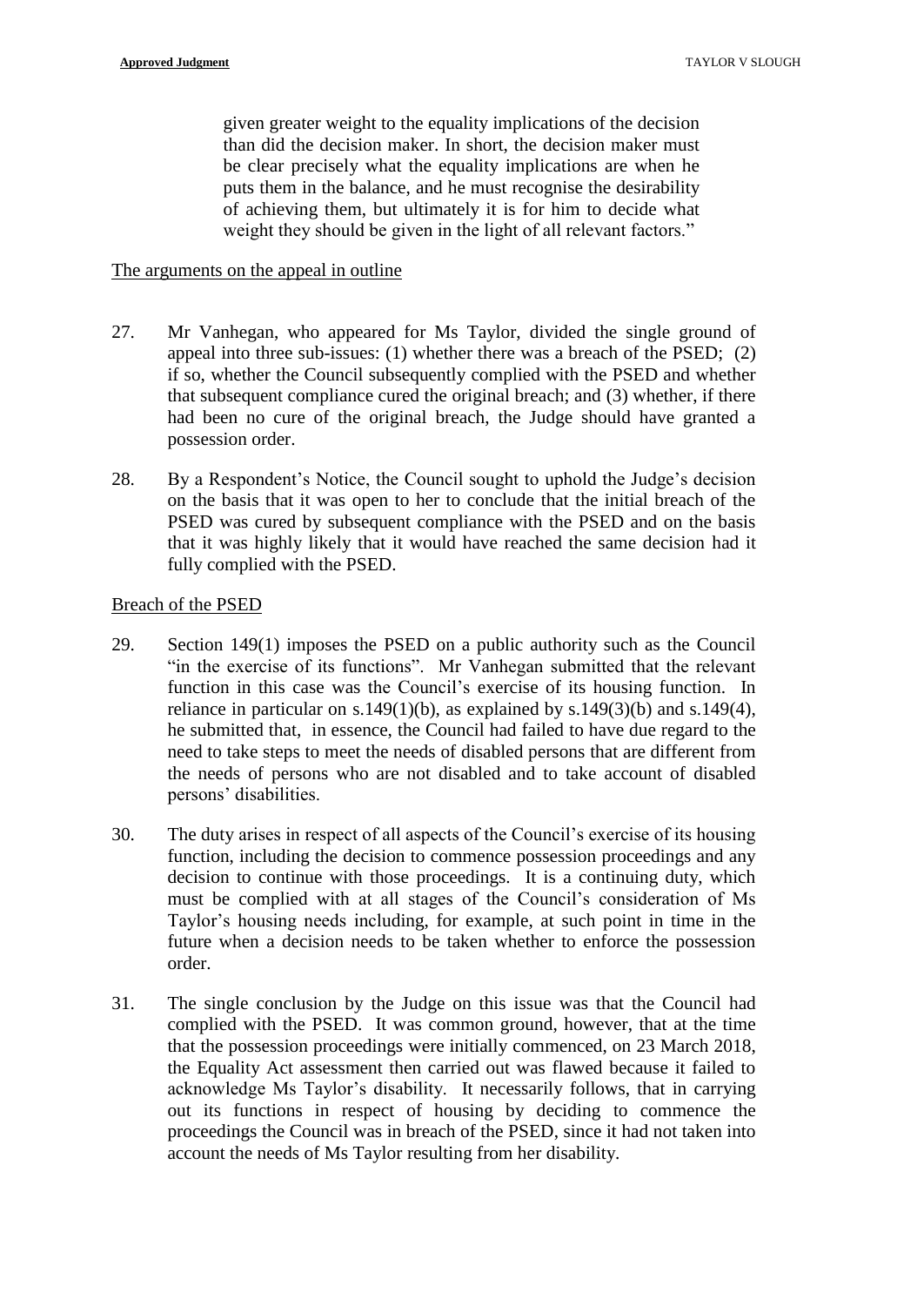> given greater weight to the equality implications of the decision than did the decision maker. In short, the decision maker must be clear precisely what the equality implications are when he puts them in the balance, and he must recognise the desirability of achieving them, but ultimately it is for him to decide what weight they should be given in the light of all relevant factors."

The arguments on the appeal in outline

27. Mr Vanhegan, who appeared for Ms Taylor, divided the single ground of appeal into three sub-issues: (1) whether there was a breach of the PSED; (2) if so, whether the Council subsequently complied with the PSED and whether that subsequent compliance cured the original breach; and (3) whether, if there had been no cure of the original breach, the Judge should have granted a possession order.

28. By a Respondent's Notice, the Council sought to uphold the Judge's decision on the basis that it was open to her to conclude that the initial breach of the PSED was cured by subsequent compliance with the PSED and on the basis that it was highly likely that it would have reached the same decision had it fully complied with the PSED.

Breach of the PSED

29. Section 149(1) imposes the PSED on a public authority such as the Council "in the exercise of its functions". Mr Vanhegan submitted that the relevant function in this case was the Council's exercise of its housing function. In reliance in particular on s.149(1)(b), as explained by s.149(3)(b) and s.149(4), he submitted that, in essence, the Council had failed to have due regard to the need to take steps to meet the needs of disabled persons that are different from the needs of persons who are not disabled and to take account of disabled persons' disabilities.

30. The duty arises in respect of all aspects of the Council's exercise of its housing function, including the decision to commence possession proceedings and any decision to continue with those proceedings. It is a continuing duty, which must be complied with at all stages of the Council's consideration of Ms Taylor's housing needs including, for example, at such point in time in the future when a decision needs to be taken whether to enforce the possession order.

31. The single conclusion by the Judge on this issue was that the Council had complied with the PSED. It was common ground, however, that at the time that the possession proceedings were initially commenced, on 23 March 2018, the Equality Act assessment then carried out was flawed because it failed to acknowledge Ms Taylor's disability. It necessarily follows, that in carrying out its functions in respect of housing by deciding to commence the proceedings the Council was in breach of the PSED, since it had not taken into account the needs of Ms Taylor resulting from her disability.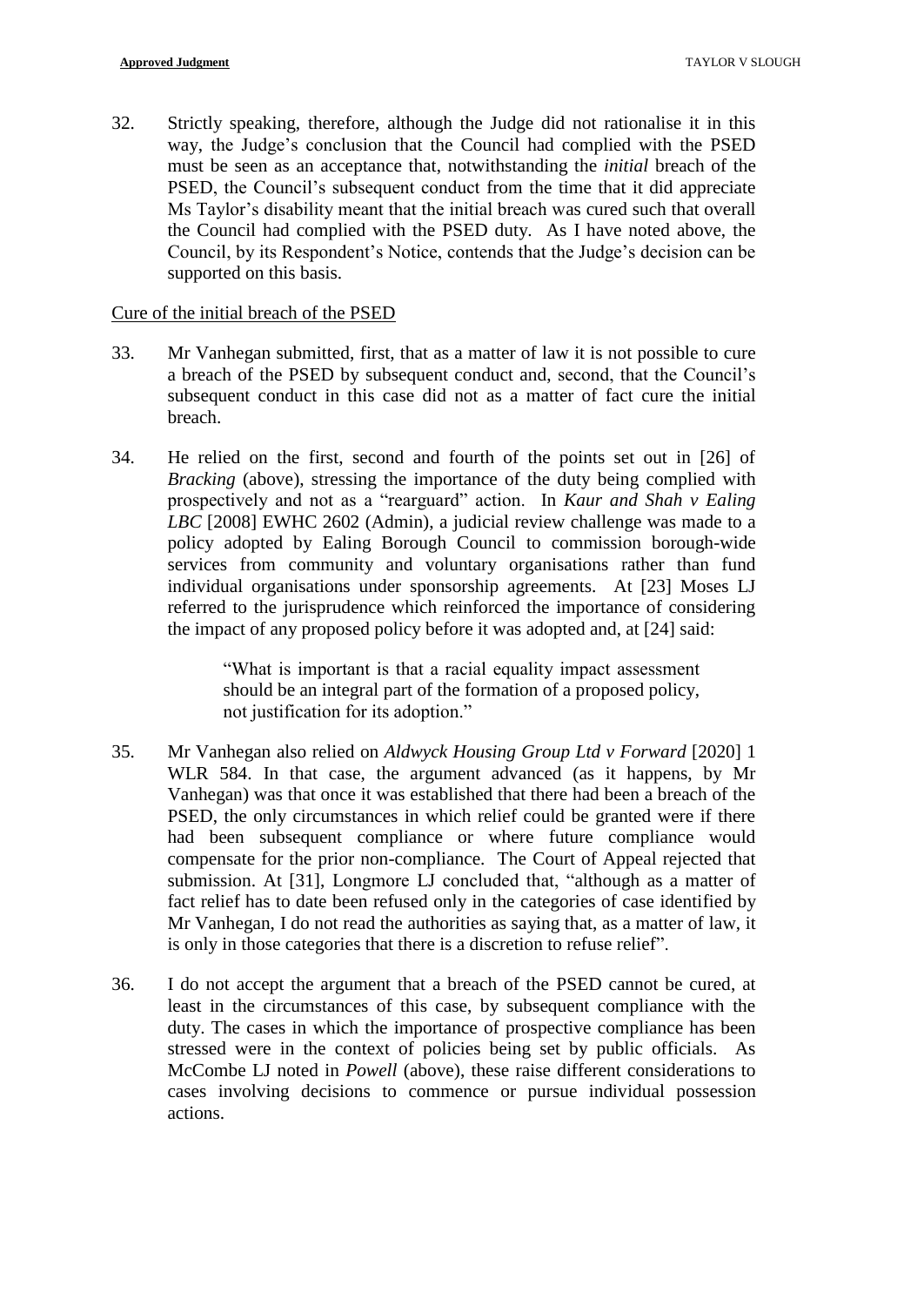32. Strictly speaking, therefore, although the Judge did not rationalise it in this way, the Judge's conclusion that the Council had complied with the PSED must be seen as an acceptance that, notwithstanding the *initial* breach of the PSED, the Council's subsequent conduct from the time that it did appreciate Ms Taylor's disability meant that the initial breach was cured such that overall the Council had complied with the PSED duty. As I have noted above, the Council, by its Respondent's Notice, contends that the Judge's decision can be supported on this basis.

<u>Cure of the initial breach of the PSED</u>

33. Mr Vanhegan submitted, first, that as a matter of law it is not possible to cure a breach of the PSED by subsequent conduct and, second, that the Council's subsequent conduct in this case did not as a matter of fact cure the initial breach.

34. He relied on the first, second and fourth of the points set out in [26] of *Bracking* (above), stressing the importance of the duty being complied with prospectively and not as a "rearguard" action. In *Kaur and Shah v Ealing LBC* [2008] EWHC 2602 (Admin), a judicial review challenge was made to a policy adopted by Ealing Borough Council to commission borough-wide services from community and voluntary organisations rather than fund individual organisations under sponsorship agreements. At [23] Moses LJ referred to the jurisprudence which reinforced the importance of considering the impact of any proposed policy before it was adopted and, at [24] said:

> "What is important is that a racial equality impact assessment should be an integral part of the formation of a proposed policy, not justification for its adoption."

35. Mr Vanhegan also relied on *Aldwyck Housing Group Ltd v Forward* [2020] 1 WLR 584. In that case, the argument advanced (as it happens, by Mr Vanhegan) was that once it was established that there had been a breach of the PSED, the only circumstances in which relief could be granted were if there had been subsequent compliance or where future compliance would compensate for the prior non-compliance. The Court of Appeal rejected that submission. At [31], Longmore LJ concluded that, "although as a matter of fact relief has to date been refused only in the categories of case identified by Mr Vanhegan, I do not read the authorities as saying that, as a matter of law, it is only in those categories that there is a discretion to refuse relief".

36. I do not accept the argument that a breach of the PSED cannot be cured, at least in the circumstances of this case, by subsequent compliance with the duty. The cases in which the importance of prospective compliance has been stressed were in the context of policies being set by public officials. As McCombe LJ noted in *Powell* (above), these raise different considerations to cases involving decisions to commence or pursue individual possession actions.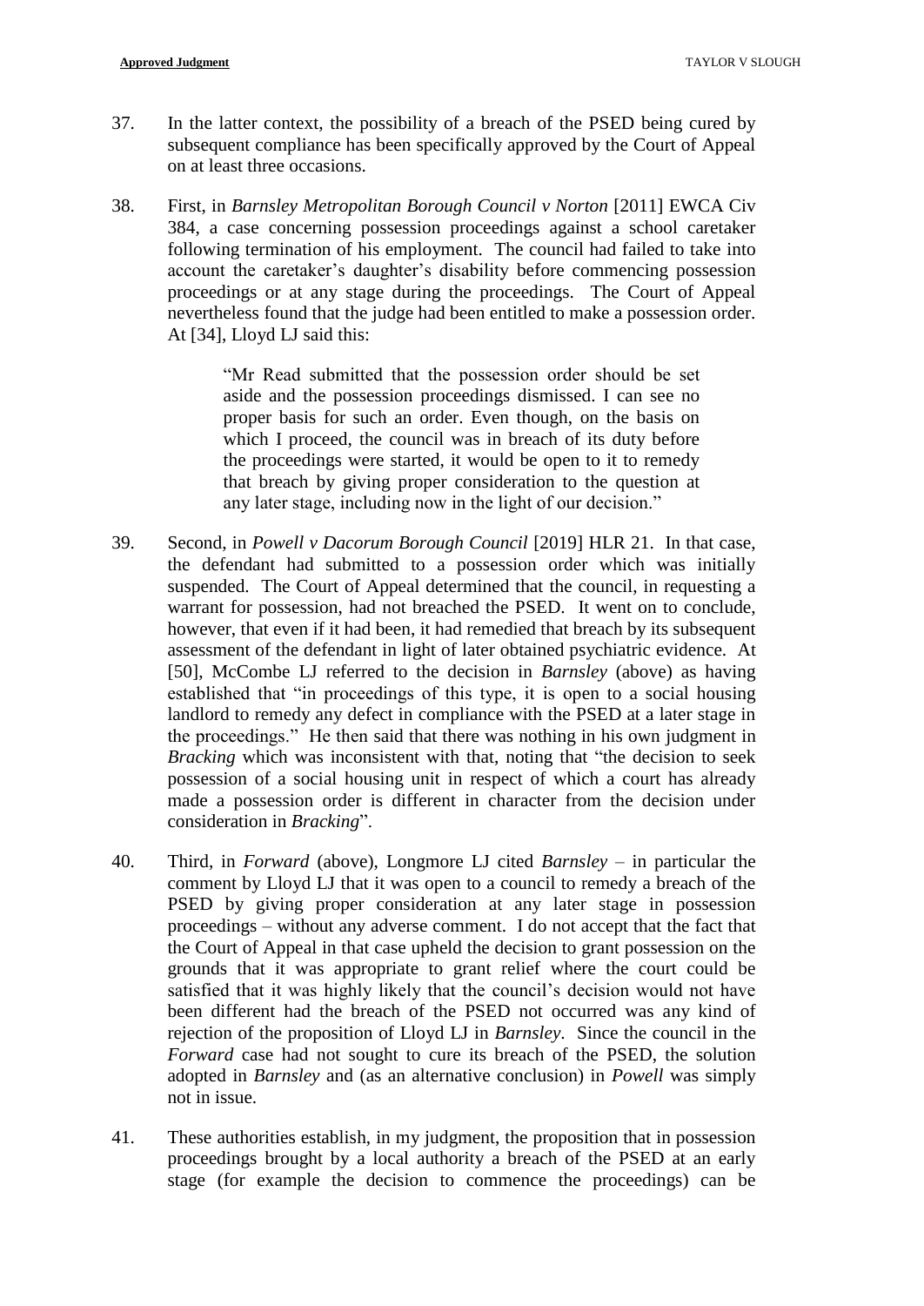37. In the latter context, the possibility of a breach of the PSED being cured by subsequent compliance has been specifically approved by the Court of Appeal on at least three occasions.

38. First, in *Barnsley Metropolitan Borough Council v Norton* [2011] EWCA Civ 384, a case concerning possession proceedings against a school caretaker following termination of his employment. The council had failed to take into account the caretaker's daughter's disability before commencing possession proceedings or at any stage during the proceedings. The Court of Appeal nevertheless found that the judge had been entitled to make a possession order. At [34], Lloyd LJ said this:

> "Mr Read submitted that the possession order should be set aside and the possession proceedings dismissed. I can see no proper basis for such an order. Even though, on the basis on which I proceed, the council was in breach of its duty before the proceedings were started, it would be open to it to remedy that breach by giving proper consideration to the question at any later stage, including now in the light of our decision."

39. Second, in *Powell v Dacorum Borough Council* [2019] HLR 21. In that case, the defendant had submitted to a possession order which was initially suspended. The Court of Appeal determined that the council, in requesting a warrant for possession, had not breached the PSED. It went on to conclude, however, that even if it had been, it had remedied that breach by its subsequent assessment of the defendant in light of later obtained psychiatric evidence. At [50], McCombe LJ referred to the decision in *Barnsley* (above) as having established that "in proceedings of this type, it is open to a social housing landlord to remedy any defect in compliance with the PSED at a later stage in the proceedings." He then said that there was nothing in his own judgment in *Bracking* which was inconsistent with that, noting that "the decision to seek possession of a social housing unit in respect of which a court has already made a possession order is different in character from the decision under consideration in *Bracking*".

40. Third, in *Forward* (above), Longmore LJ cited *Barnsley* – in particular the comment by Lloyd LJ that it was open to a council to remedy a breach of the PSED by giving proper consideration at any later stage in possession proceedings – without any adverse comment. I do not accept that the fact that the Court of Appeal in that case upheld the decision to grant possession on the grounds that it was appropriate to grant relief where the court could be satisfied that it was highly likely that the council's decision would not have been different had the breach of the PSED not occurred was any kind of rejection of the proposition of Lloyd LJ in *Barnsley*. Since the council in the *Forward* case had not sought to cure its breach of the PSED, the solution adopted in *Barnsley* and (as an alternative conclusion) in *Powell* was simply not in issue.

41. These authorities establish, in my judgment, the proposition that in possession proceedings brought by a local authority a breach of the PSED at an early stage (for example the decision to commence the proceedings) can be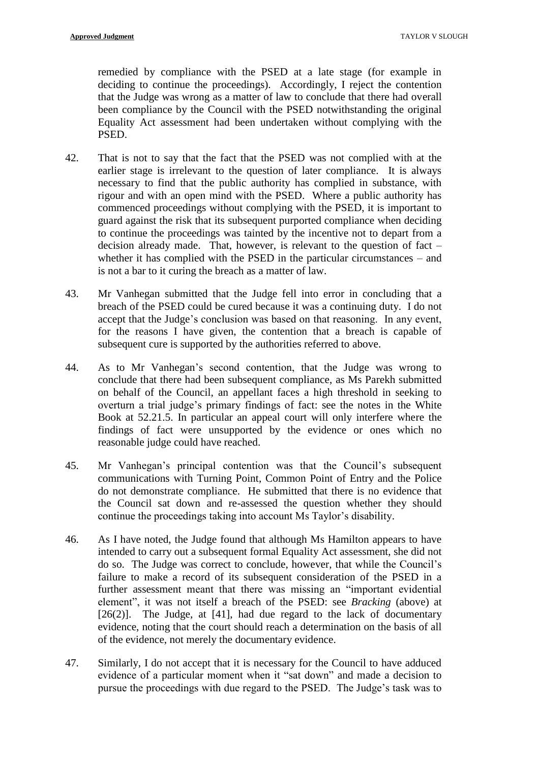remedied by compliance with the PSED at a late stage (for example in deciding to continue the proceedings). Accordingly, I reject the contention that the Judge was wrong as a matter of law to conclude that there had overall been compliance by the Council with the PSED notwithstanding the original Equality Act assessment had been undertaken without complying with the PSED.

42. That is not to say that the fact that the PSED was not complied with at the earlier stage is irrelevant to the question of later compliance. It is always necessary to find that the public authority has complied in substance, with rigour and with an open mind with the PSED. Where a public authority has commenced proceedings without complying with the PSED, it is important to guard against the risk that its subsequent purported compliance when deciding to continue the proceedings was tainted by the incentive not to depart from a decision already made. That, however, is relevant to the question of fact – whether it has complied with the PSED in the particular circumstances – and is not a bar to it curing the breach as a matter of law.

43. Mr Vanhegan submitted that the Judge fell into error in concluding that a breach of the PSED could be cured because it was a continuing duty. I do not accept that the Judge's conclusion was based on that reasoning. In any event, for the reasons I have given, the contention that a breach is capable of subsequent cure is supported by the authorities referred to above.

44. As to Mr Vanhegan's second contention, that the Judge was wrong to conclude that there had been subsequent compliance, as Ms Parekh submitted on behalf of the Council, an appellant faces a high threshold in seeking to overturn a trial judge's primary findings of fact: see the notes in the White Book at 52.21.5. In particular an appeal court will only interfere where the findings of fact were unsupported by the evidence or ones which no reasonable judge could have reached.

45. Mr Vanhegan's principal contention was that the Council's subsequent communications with Turning Point, Common Point of Entry and the Police do not demonstrate compliance. He submitted that there is no evidence that the Council sat down and re-assessed the question whether they should continue the proceedings taking into account Ms Taylor's disability.

46. As I have noted, the Judge found that although Ms Hamilton appears to have intended to carry out a subsequent formal Equality Act assessment, she did not do so. The Judge was correct to conclude, however, that while the Council's failure to make a record of its subsequent consideration of the PSED in a further assessment meant that there was missing an "important evidential element", it was not itself a breach of the PSED: see *Bracking* (above) at [26(2)]. The Judge, at [41], had due regard to the lack of documentary evidence, noting that the court should reach a determination on the basis of all of the evidence, not merely the documentary evidence.

47. Similarly, I do not accept that it is necessary for the Council to have adduced evidence of a particular moment when it "sat down" and made a decision to pursue the proceedings with due regard to the PSED. The Judge's task was to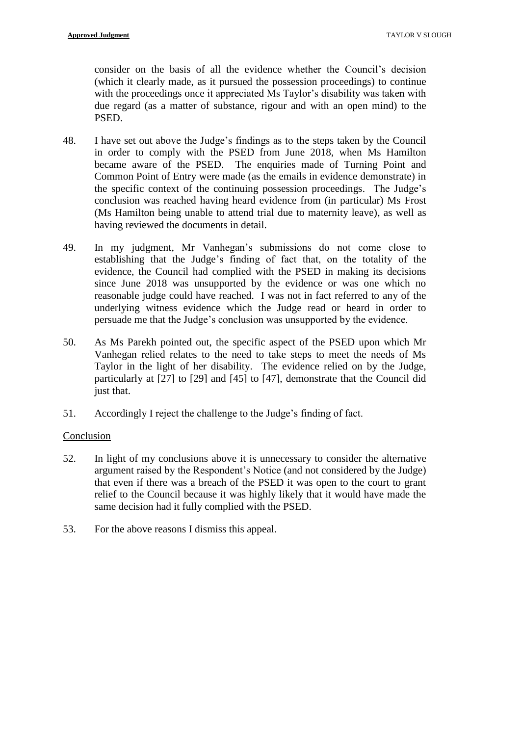consider on the basis of all the evidence whether the Council's decision (which it clearly made, as it pursued the possession proceedings) to continue with the proceedings once it appreciated Ms Taylor's disability was taken with due regard (as a matter of substance, rigour and with an open mind) to the PSED.

48. I have set out above the Judge's findings as to the steps taken by the Council in order to comply with the PSED from June 2018, when Ms Hamilton became aware of the PSED. The enquiries made of Turning Point and Common Point of Entry were made (as the emails in evidence demonstrate) in the specific context of the continuing possession proceedings. The Judge's conclusion was reached having heard evidence from (in particular) Ms Frost (Ms Hamilton being unable to attend trial due to maternity leave), as well as having reviewed the documents in detail.

49. In my judgment, Mr Vanhegan's submissions do not come close to establishing that the Judge's finding of fact that, on the totality of the evidence, the Council had complied with the PSED in making its decisions since June 2018 was unsupported by the evidence or was one which no reasonable judge could have reached. I was not in fact referred to any of the underlying witness evidence which the Judge read or heard in order to persuade me that the Judge's conclusion was unsupported by the evidence.

50. As Ms Parekh pointed out, the specific aspect of the PSED upon which Mr Vanhegan relied relates to the need to take steps to meet the needs of Ms Taylor in the light of her disability. The evidence relied on by the Judge, particularly at [27] to [29] and [45] to [47], demonstrate that the Council did just that.

51. Accordingly I reject the challenge to the Judge's finding of fact.

<u>Conclusion</u>

52. In light of my conclusions above it is unnecessary to consider the alternative argument raised by the Respondent's Notice (and not considered by the Judge) that even if there was a breach of the PSED it was open to the court to grant relief to the Council because it was highly likely that it would have made the same decision had it fully complied with the PSED.

53. For the above reasons I dismiss this appeal.